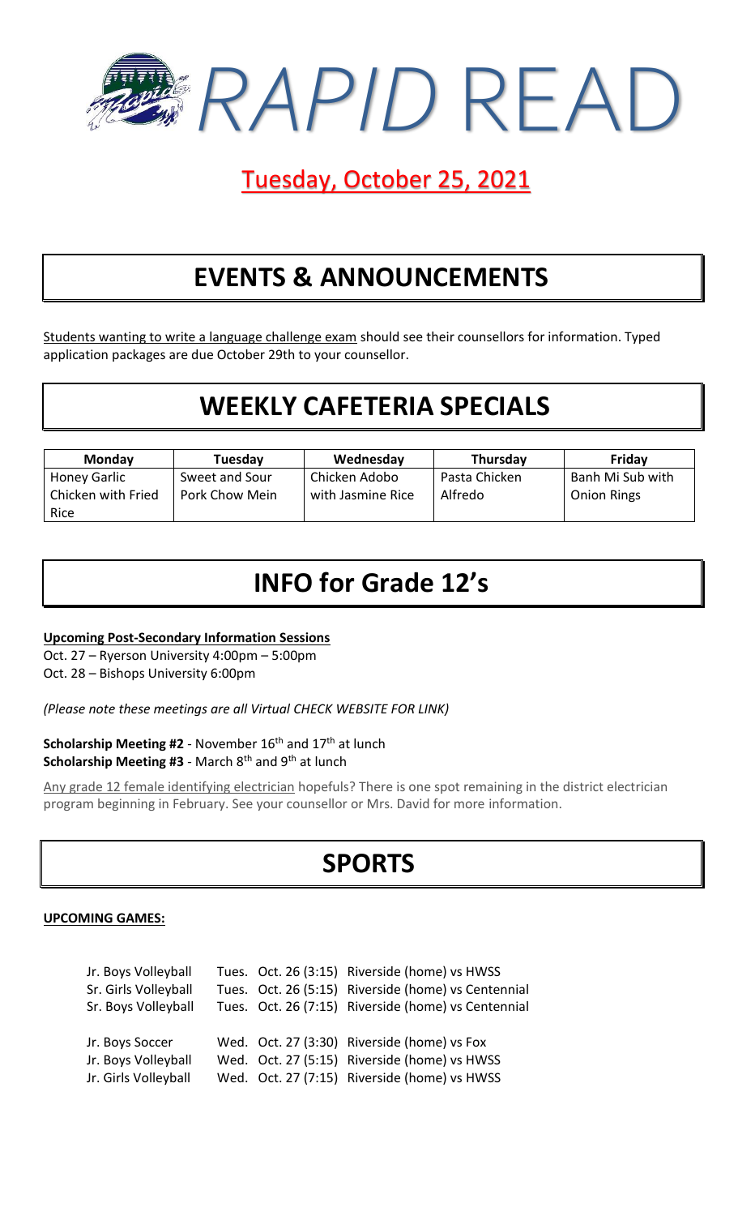# *RAPID* READ

## Tuesday, October 25, 2021

# EVENTS & ANNOUNCEMENTS

Students wanting to write a language challenge exam should see their counsellors for information. Typed application packages are due October 29th to your counsellor.

# WEEKLY CAFETERIA SPECIALS

| Monday | Tuesday | Wednesday | Thursday | Friday |
|---|---|---|---|---|
| Honey Garlic Chicken with Fried Rice | Sweet and Sour Pork Chow Mein | Chicken Adobo with Jasmine Rice | Pasta Chicken Alfredo | Banh Mi Sub with Onion Rings |

# INFO for Grade 12's

**Upcoming Post-Secondary Information Sessions**

Oct. 27 – Ryerson University 4:00pm – 5:00pm
Oct. 28 – Bishops University 6:00pm

*(Please note these meetings are all Virtual CHECK WEBSITE FOR LINK)*

**Scholarship Meeting #2** - November 16th and 17th at lunch
**Scholarship Meeting #3** - March 8th and 9th at lunch

Any grade 12 female identifying electrician hopefuls? There is one spot remaining in the district electrician program beginning in February. See your counsellor or Mrs. David for more information.

# SPORTS

**UPCOMING GAMES:**

| | | |
|---|---|---|
| Jr. Boys Volleyball | Tues. Oct. 26 (3:15) | Riverside (home) vs HWSS |
| Sr. Girls Volleyball | Tues. Oct. 26 (5:15) | Riverside (home) vs Centennial |
| Sr. Boys Volleyball | Tues. Oct. 26 (7:15) | Riverside (home) vs Centennial |
| Jr. Boys Soccer | Wed. Oct. 27 (3:30) | Riverside (home) vs Fox |
| Jr. Boys Volleyball | Wed. Oct. 27 (5:15) | Riverside (home) vs HWSS |
| Jr. Girls Volleyball | Wed. Oct. 27 (7:15) | Riverside (home) vs HWSS |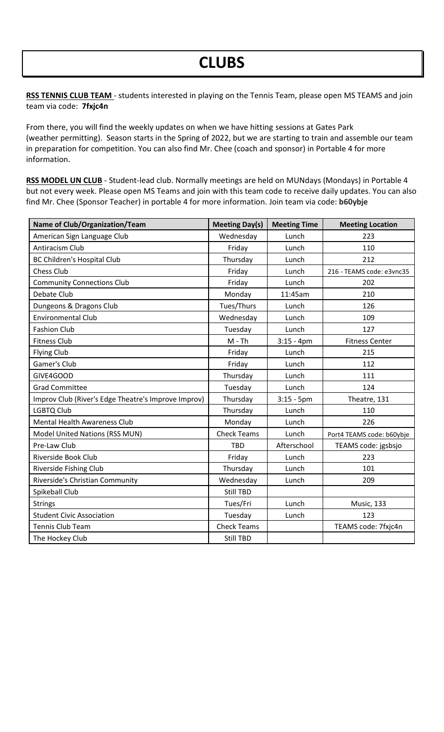# CLUBS

**RSS TENNIS CLUB TEAM** - students interested in playing on the Tennis Team, please open MS TEAMS and join team via code: **7fxjc4n**

From there, you will find the weekly updates on when we have hitting sessions at Gates Park (weather permitting). Season starts in the Spring of 2022, but we are starting to train and assemble our team in preparation for competition. You can also find Mr. Chee (coach and sponsor) in Portable 4 for more information.

**RSS MODEL UN CLUB** - Student-lead club. Normally meetings are held on MUNdays (Mondays) in Portable 4 but not every week. Please open MS Teams and join with this team code to receive daily updates. You can also find Mr. Chee (Sponsor Teacher) in portable 4 for more information. Join team via code: **b60ybje**

| Name of Club/Organization/Team | Meeting Day(s) | Meeting Time | Meeting Location |
|---|---|---|---|
| American Sign Language Club | Wednesday | Lunch | 223 |
| Antiracism Club | Friday | Lunch | 110 |
| BC Children's Hospital Club | Thursday | Lunch | 212 |
| Chess Club | Friday | Lunch | 216 - TEAMS code: e3vnc35 |
| Community Connections Club | Friday | Lunch | 202 |
| Debate Club | Monday | 11:45am | 210 |
| Dungeons & Dragons Club | Tues/Thurs | Lunch | 126 |
| Environmental Club | Wednesday | Lunch | 109 |
| Fashion Club | Tuesday | Lunch | 127 |
| Fitness Club | M - Th | 3:15 - 4pm | Fitness Center |
| Flying Club | Friday | Lunch | 215 |
| Gamer's Club | Friday | Lunch | 112 |
| GIVE4GOOD | Thursday | Lunch | 111 |
| Grad Committee | Tuesday | Lunch | 124 |
| Improv Club (River's Edge Theatre's Improve Improv) | Thursday | 3:15 - 5pm | Theatre, 131 |
| LGBTQ Club | Thursday | Lunch | 110 |
| Mental Health Awareness Club | Monday | Lunch | 226 |
| Model United Nations (RSS MUN) | Check Teams | Lunch | Port4 TEAMS code: b60ybje |
| Pre-Law Club | TBD | Afterschool | TEAMS code: jgsbsjo |
| Riverside Book Club | Friday | Lunch | 223 |
| Riverside Fishing Club | Thursday | Lunch | 101 |
| Riverside's Christian Community | Wednesday | Lunch | 209 |
| Spikeball Club | Still TBD | | |
| Strings | Tues/Fri | Lunch | Music, 133 |
| Student Civic Association | Tuesday | Lunch | 123 |
| Tennis Club Team | Check Teams | | TEAMS code: 7fxjc4n |
| The Hockey Club | Still TBD | | |